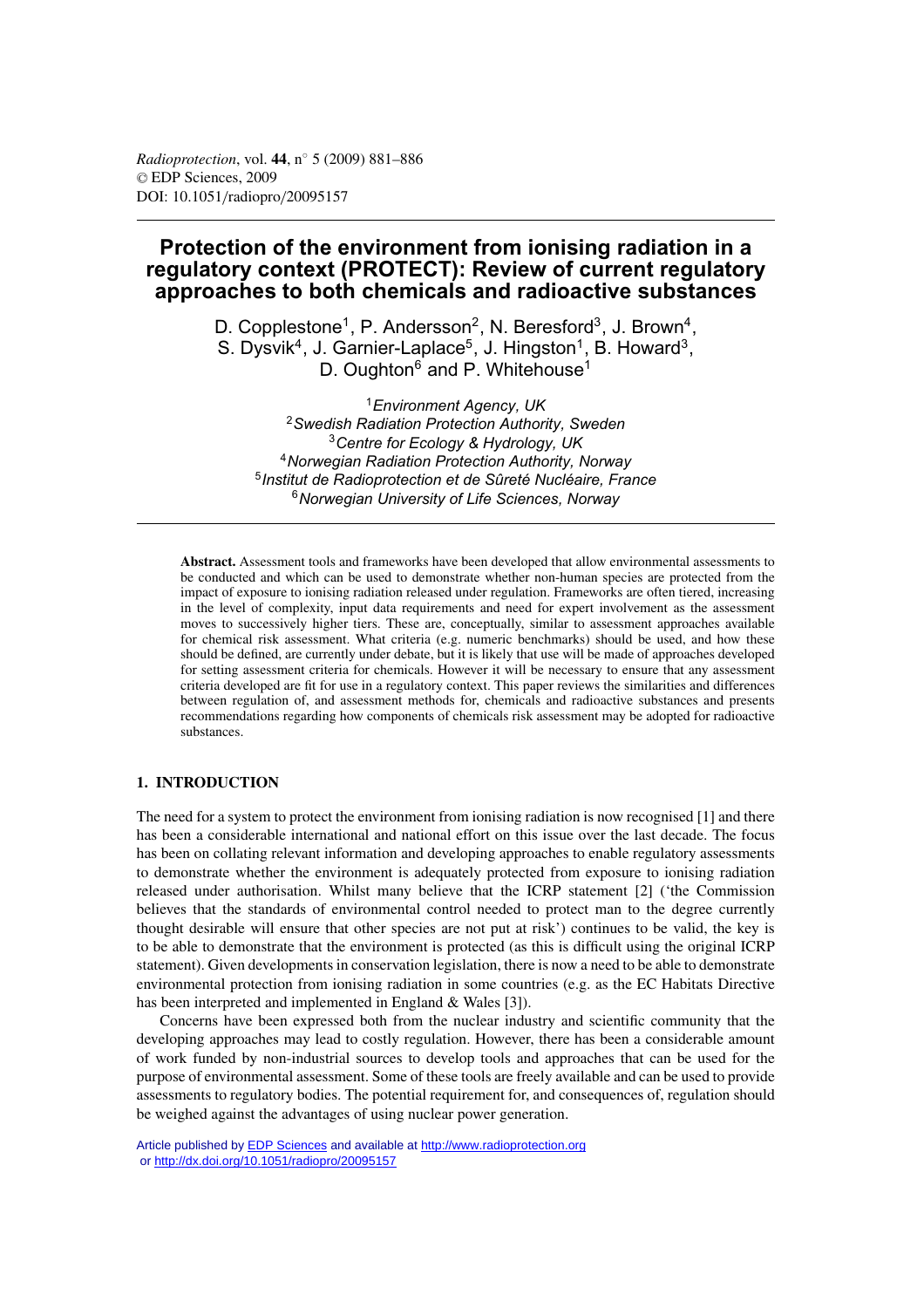# Protection of the environment from ionising radiation in a regulatory context (PROTECT): Review of current regulatory approaches to both chemicals and radioactive substances

D. Copplestone[1], P. Andersson[2], N. Beresford[3], J. Brown[4], S. Dysvik[4], J. Garnier-Laplace[5], J. Hingston[1], B. Howard[3], D. Oughton[6] and P. Whitehouse[1]

[1] *Environment Agency, UK*
[2] *Swedish Radiation Protection Authority, Sweden*
[3] *Centre for Ecology & Hydrology, UK*
[4] *Norwegian Radiation Protection Authority, Norway*
[5] *Institut de Radioprotection et de Sûreté Nucléaire, France*
[6] *Norwegian University of Life Sciences, Norway*

**Abstract.** Assessment tools and frameworks have been developed that allow environmental assessments to be conducted and which can be used to demonstrate whether non-human species are protected from the impact of exposure to ionising radiation released under regulation. Frameworks are often tiered, increasing in the level of complexity, input data requirements and need for expert involvement as the assessment moves to successively higher tiers. These are, conceptually, similar to assessment approaches available for chemical risk assessment. What criteria (e.g. numeric benchmarks) should be used, and how these should be defined, are currently under debate, but it is likely that use will be made of approaches developed for setting assessment criteria for chemicals. However it will be necessary to ensure that any assessment criteria developed are fit for use in a regulatory context. This paper reviews the similarities and differences between regulation of, and assessment methods for, chemicals and radioactive substances and presents recommendations regarding how components of chemicals risk assessment may be adopted for radioactive substances.

## 1. INTRODUCTION

The need for a system to protect the environment from ionising radiation is now recognised [1] and there has been a considerable international and national effort on this issue over the last decade. The focus has been on collating relevant information and developing approaches to enable regulatory assessments to demonstrate whether the environment is adequately protected from exposure to ionising radiation released under authorisation. Whilst many believe that the ICRP statement [2] ('the Commission believes that the standards of environmental control needed to protect man to the degree currently thought desirable will ensure that other species are not put at risk') continues to be valid, the key is to be able to demonstrate that the environment is protected (as this is difficult using the original ICRP statement). Given developments in conservation legislation, there is now a need to be able to demonstrate environmental protection from ionising radiation in some countries (e.g. as the EC Habitats Directive has been interpreted and implemented in England & Wales [3]).

Concerns have been expressed both from the nuclear industry and scientific community that the developing approaches may lead to costly regulation. However, there has been a considerable amount of work funded by non-industrial sources to develop tools and approaches that can be used for the purpose of environmental assessment. Some of these tools are freely available and can be used to provide assessments to regulatory bodies. The potential requirement for, and consequences of, regulation should be weighed against the advantages of using nuclear power generation.

Article published by EDP Sciences and available at http://www.radioprotection.org or http://dx.doi.org/10.1051/radiopro/20095157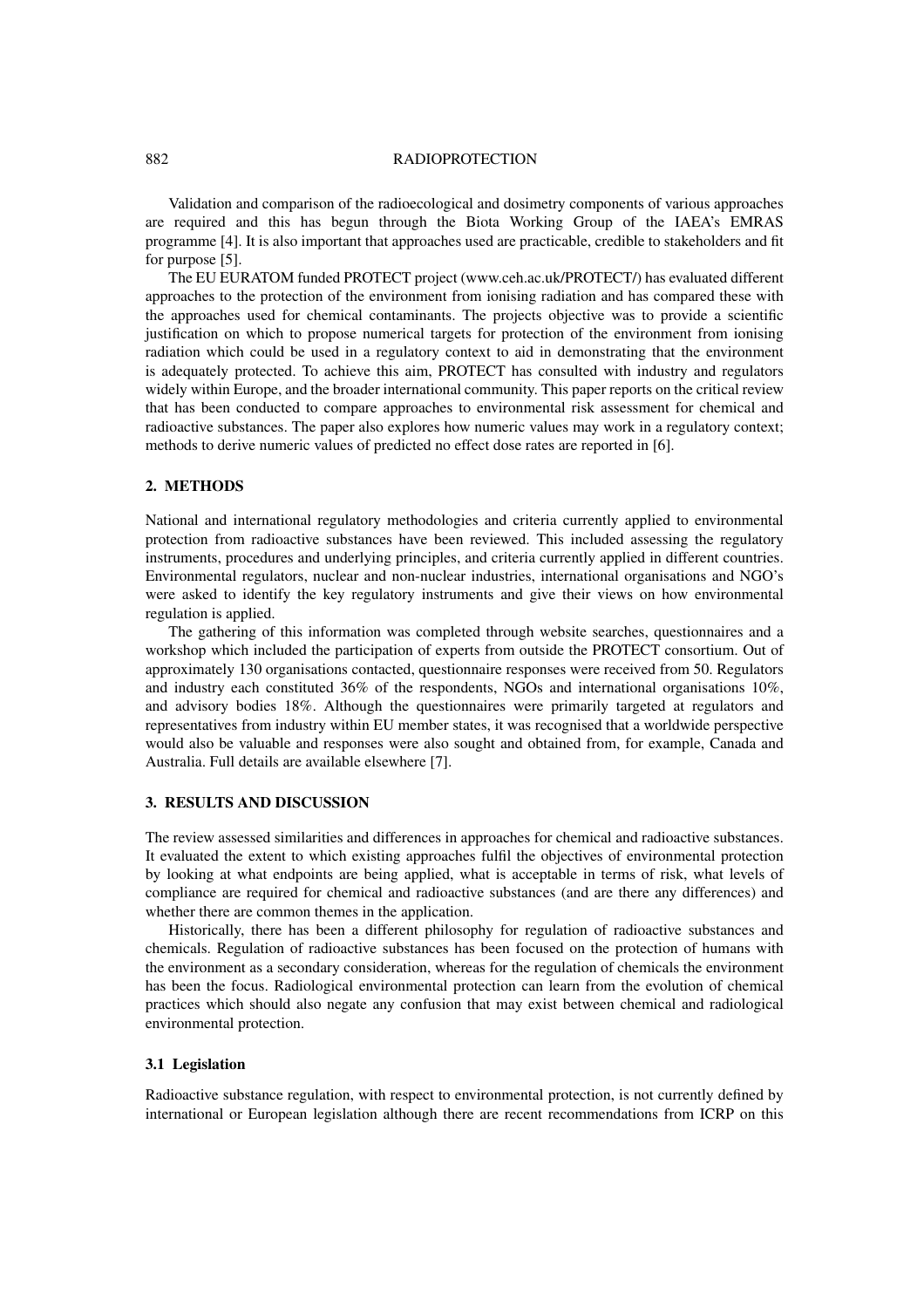Validation and comparison of the radioecological and dosimetry components of various approaches are required and this has begun through the Biota Working Group of the IAEA's EMRAS programme [4]. It is also important that approaches used are practicable, credible to stakeholders and fit for purpose [5].

The EU EURATOM funded PROTECT project (www.ceh.ac.uk/PROTECT/) has evaluated different approaches to the protection of the environment from ionising radiation and has compared these with the approaches used for chemical contaminants. The projects objective was to provide a scientific justification on which to propose numerical targets for protection of the environment from ionising radiation which could be used in a regulatory context to aid in demonstrating that the environment is adequately protected. To achieve this aim, PROTECT has consulted with industry and regulators widely within Europe, and the broader international community. This paper reports on the critical review that has been conducted to compare approaches to environmental risk assessment for chemical and radioactive substances. The paper also explores how numeric values may work in a regulatory context; methods to derive numeric values of predicted no effect dose rates are reported in [6].

## 2. METHODS

National and international regulatory methodologies and criteria currently applied to environmental protection from radioactive substances have been reviewed. This included assessing the regulatory instruments, procedures and underlying principles, and criteria currently applied in different countries. Environmental regulators, nuclear and non-nuclear industries, international organisations and NGO's were asked to identify the key regulatory instruments and give their views on how environmental regulation is applied.

The gathering of this information was completed through website searches, questionnaires and a workshop which included the participation of experts from outside the PROTECT consortium. Out of approximately 130 organisations contacted, questionnaire responses were received from 50. Regulators and industry each constituted 36% of the respondents, NGOs and international organisations 10%, and advisory bodies 18%. Although the questionnaires were primarily targeted at regulators and representatives from industry within EU member states, it was recognised that a worldwide perspective would also be valuable and responses were also sought and obtained from, for example, Canada and Australia. Full details are available elsewhere [7].

## 3. RESULTS AND DISCUSSION

The review assessed similarities and differences in approaches for chemical and radioactive substances. It evaluated the extent to which existing approaches fulfil the objectives of environmental protection by looking at what endpoints are being applied, what is acceptable in terms of risk, what levels of compliance are required for chemical and radioactive substances (and are there any differences) and whether there are common themes in the application.

Historically, there has been a different philosophy for regulation of radioactive substances and chemicals. Regulation of radioactive substances has been focused on the protection of humans with the environment as a secondary consideration, whereas for the regulation of chemicals the environment has been the focus. Radiological environmental protection can learn from the evolution of chemical practices which should also negate any confusion that may exist between chemical and radiological environmental protection.

### 3.1 Legislation

Radioactive substance regulation, with respect to environmental protection, is not currently defined by international or European legislation although there are recent recommendations from ICRP on this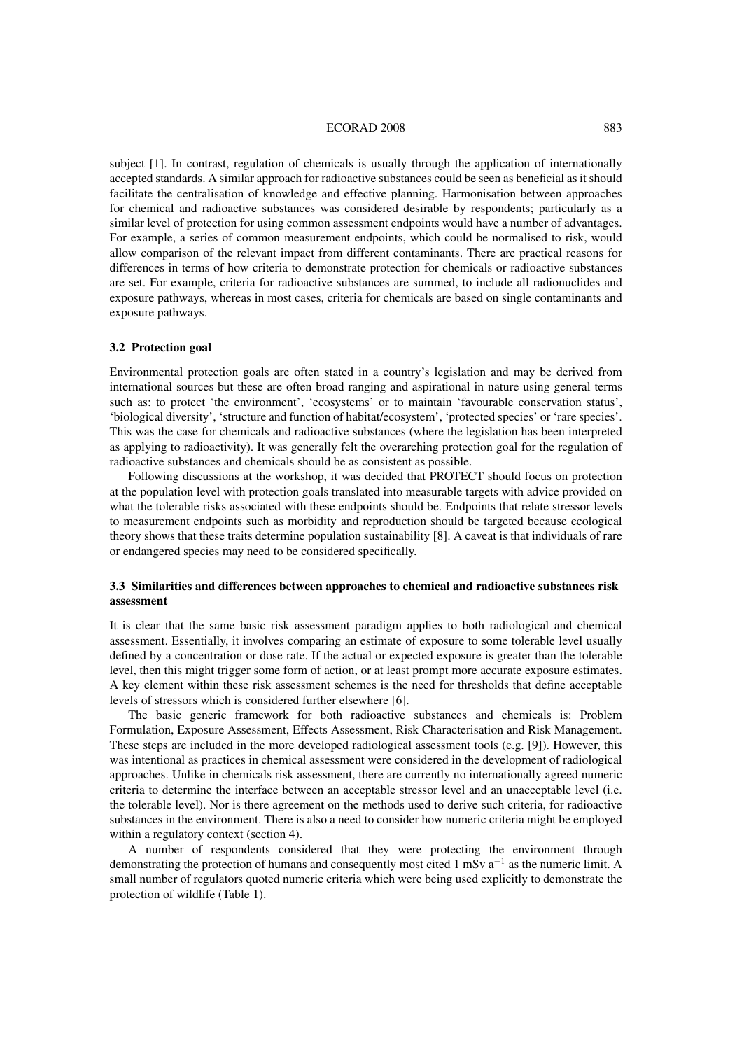subject [1]. In contrast, regulation of chemicals is usually through the application of internationally accepted standards. A similar approach for radioactive substances could be seen as beneficial as it should facilitate the centralisation of knowledge and effective planning. Harmonisation between approaches for chemical and radioactive substances was considered desirable by respondents; particularly as a similar level of protection for using common assessment endpoints would have a number of advantages. For example, a series of common measurement endpoints, which could be normalised to risk, would allow comparison of the relevant impact from different contaminants. There are practical reasons for differences in terms of how criteria to demonstrate protection for chemicals or radioactive substances are set. For example, criteria for radioactive substances are summed, to include all radionuclides and exposure pathways, whereas in most cases, criteria for chemicals are based on single contaminants and exposure pathways.

### 3.2 Protection goal

Environmental protection goals are often stated in a country's legislation and may be derived from international sources but these are often broad ranging and aspirational in nature using general terms such as: to protect 'the environment', 'ecosystems' or to maintain 'favourable conservation status', 'biological diversity', 'structure and function of habitat/ecosystem', 'protected species' or 'rare species'. This was the case for chemicals and radioactive substances (where the legislation has been interpreted as applying to radioactivity). It was generally felt the overarching protection goal for the regulation of radioactive substances and chemicals should be as consistent as possible.

Following discussions at the workshop, it was decided that PROTECT should focus on protection at the population level with protection goals translated into measurable targets with advice provided on what the tolerable risks associated with these endpoints should be. Endpoints that relate stressor levels to measurement endpoints such as morbidity and reproduction should be targeted because ecological theory shows that these traits determine population sustainability [8]. A caveat is that individuals of rare or endangered species may need to be considered specifically.

### 3.3 Similarities and differences between approaches to chemical and radioactive substances risk assessment

It is clear that the same basic risk assessment paradigm applies to both radiological and chemical assessment. Essentially, it involves comparing an estimate of exposure to some tolerable level usually defined by a concentration or dose rate. If the actual or expected exposure is greater than the tolerable level, then this might trigger some form of action, or at least prompt more accurate exposure estimates. A key element within these risk assessment schemes is the need for thresholds that define acceptable levels of stressors which is considered further elsewhere [6].

The basic generic framework for both radioactive substances and chemicals is: Problem Formulation, Exposure Assessment, Effects Assessment, Risk Characterisation and Risk Management. These steps are included in the more developed radiological assessment tools (e.g. [9]). However, this was intentional as practices in chemical assessment were considered in the development of radiological approaches. Unlike in chemicals risk assessment, there are currently no internationally agreed numeric criteria to determine the interface between an acceptable stressor level and an unacceptable level (i.e. the tolerable level). Nor is there agreement on the methods used to derive such criteria, for radioactive substances in the environment. There is also a need to consider how numeric criteria might be employed within a regulatory context (section 4).

A number of respondents considered that they were protecting the environment through demonstrating the protection of humans and consequently most cited 1 mSv $a^{-1}$ as the numeric limit. A small number of regulators quoted numeric criteria which were being used explicitly to demonstrate the protection of wildlife (Table 1).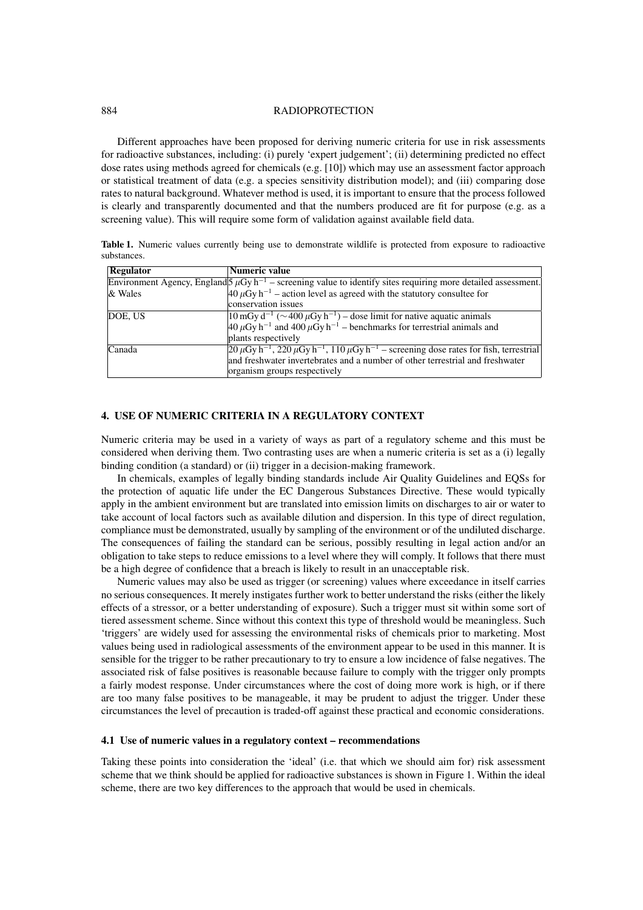Different approaches have been proposed for deriving numeric criteria for use in risk assessments for radioactive substances, including: (i) purely 'expert judgement'; (ii) determining predicted no effect dose rates using methods agreed for chemicals (e.g. [10]) which may use an assessment factor approach or statistical treatment of data (e.g. a species sensitivity distribution model); and (iii) comparing dose rates to natural background. Whatever method is used, it is important to ensure that the process followed is clearly and transparently documented and that the numbers produced are fit for purpose (e.g. as a screening value). This will require some form of validation against available field data.

**Table 1.** Numeric values currently being use to demonstrate wildlife is protected from exposure to radioactive substances.

| Regulator | Numeric value |
|---|---|
| Environment Agency, England & Wales | 5 $\mu$Gy h$^{-1}$ – screening value to identify sites requiring more detailed assessment. 40 $\mu$Gy h$^{-1}$ – action level as agreed with the statutory consultee for conservation issues |
| DOE, US | 10 mGy d$^{-1}$ ($\sim$400 $\mu$Gy h$^{-1}$) – dose limit for native aquatic animals 40 $\mu$Gy h$^{-1}$ and 400 $\mu$Gy h$^{-1}$ – benchmarks for terrestrial animals and plants respectively |
| Canada | 20 $\mu$Gy h$^{-1}$, 220 $\mu$Gy h$^{-1}$, 110 $\mu$Gy h$^{-1}$ – screening dose rates for fish, terrestrial and freshwater invertebrates and a number of other terrestrial and freshwater organism groups respectively |

## 4. USE OF NUMERIC CRITERIA IN A REGULATORY CONTEXT

Numeric criteria may be used in a variety of ways as part of a regulatory scheme and this must be considered when deriving them. Two contrasting uses are when a numeric criteria is set as a (i) legally binding condition (a standard) or (ii) trigger in a decision-making framework.

In chemicals, examples of legally binding standards include Air Quality Guidelines and EQSs for the protection of aquatic life under the EC Dangerous Substances Directive. These would typically apply in the ambient environment but are translated into emission limits on discharges to air or water to take account of local factors such as available dilution and dispersion. In this type of direct regulation, compliance must be demonstrated, usually by sampling of the environment or of the undiluted discharge. The consequences of failing the standard can be serious, possibly resulting in legal action and/or an obligation to take steps to reduce emissions to a level where they will comply. It follows that there must be a high degree of confidence that a breach is likely to result in an unacceptable risk.

Numeric values may also be used as trigger (or screening) values where exceedance in itself carries no serious consequences. It merely instigates further work to better understand the risks (either the likely effects of a stressor, or a better understanding of exposure). Such a trigger must sit within some sort of tiered assessment scheme. Since without this context this type of threshold would be meaningless. Such 'triggers' are widely used for assessing the environmental risks of chemicals prior to marketing. Most values being used in radiological assessments of the environment appear to be used in this manner. It is sensible for the trigger to be rather precautionary to try to ensure a low incidence of false negatives. The associated risk of false positives is reasonable because failure to comply with the trigger only prompts a fairly modest response. Under circumstances where the cost of doing more work is high, or if there are too many false positives to be manageable, it may be prudent to adjust the trigger. Under these circumstances the level of precaution is traded-off against these practical and economic considerations.

### 4.1 Use of numeric values in a regulatory context – recommendations

Taking these points into consideration the 'ideal' (i.e. that which we should aim for) risk assessment scheme that we think should be applied for radioactive substances is shown in Figure 1. Within the ideal scheme, there are two key differences to the approach that would be used in chemicals.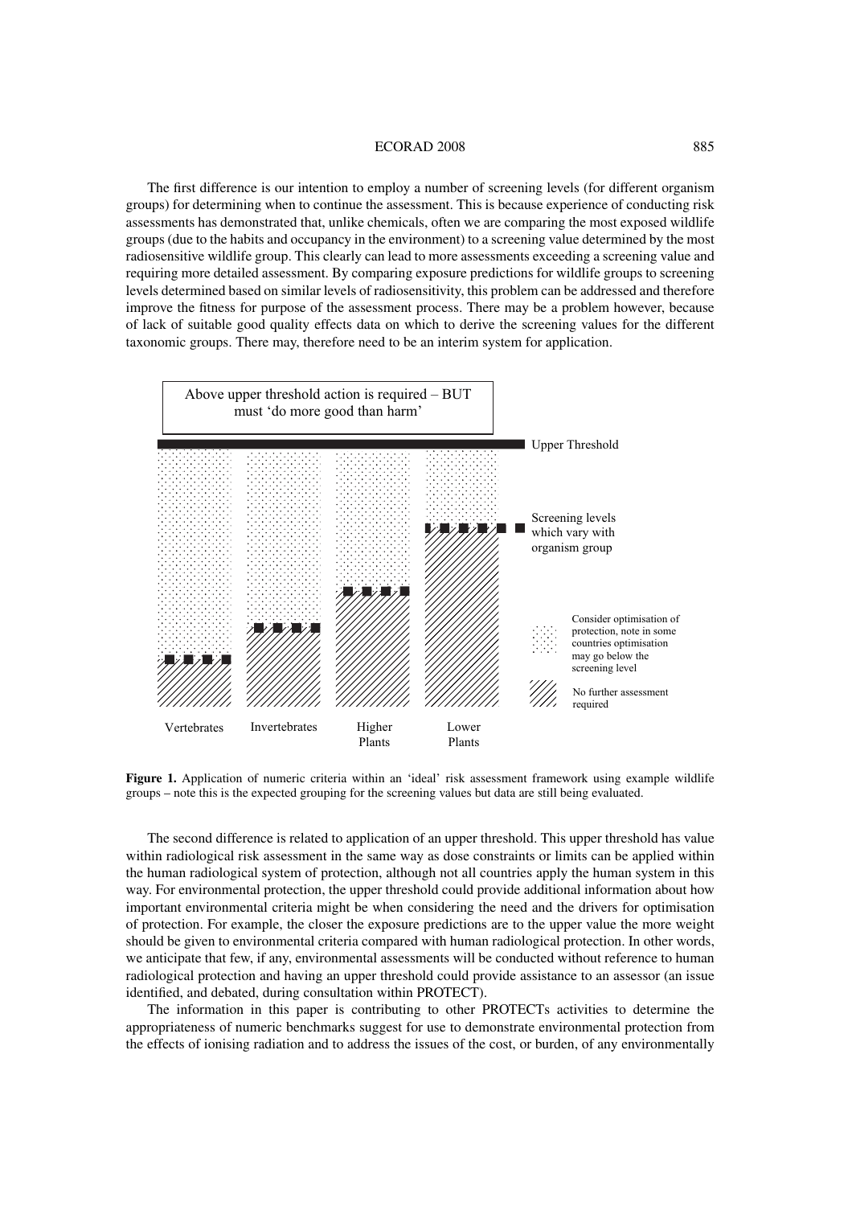The first difference is our intention to employ a number of screening levels (for different organism groups) for determining when to continue the assessment. This is because experience of conducting risk assessments has demonstrated that, unlike chemicals, often we are comparing the most exposed wildlife groups (due to the habits and occupancy in the environment) to a screening value determined by the most radiosensitive wildlife group. This clearly can lead to more assessments exceeding a screening value and requiring more detailed assessment. By comparing exposure predictions for wildlife groups to screening levels determined based on similar levels of radiosensitivity, this problem can be addressed and therefore improve the fitness for purpose of the assessment process. There may be a problem however, because of lack of suitable good quality effects data on which to derive the screening values for the different taxonomic groups. There may, therefore need to be an interim system for application.

Above upper threshold action is required – BUT must 'do more good than harm'

Upper Threshold

Screening levels which vary with organism group

Consider optimisation of protection, note in some countries optimisation may go below the screening level

No further assessment required

Vertebrates Invertebrates Higher Plants Lower Plants

**Figure 1.** Application of numeric criteria within an 'ideal' risk assessment framework using example wildlife groups – note this is the expected grouping for the screening values but data are still being evaluated.

The second difference is related to application of an upper threshold. This upper threshold has value within radiological risk assessment in the same way as dose constraints or limits can be applied within the human radiological system of protection, although not all countries apply the human system in this way. For environmental protection, the upper threshold could provide additional information about how important environmental criteria might be when considering the need and the drivers for optimisation of protection. For example, the closer the exposure predictions are to the upper value the more weight should be given to environmental criteria compared with human radiological protection. In other words, we anticipate that few, if any, environmental assessments will be conducted without reference to human radiological protection and having an upper threshold could provide assistance to an assessor (an issue identified, and debated, during consultation within PROTECT).

The information in this paper is contributing to other PROTECTs activities to determine the appropriateness of numeric benchmarks suggest for use to demonstrate environmental protection from the effects of ionising radiation and to address the issues of the cost, or burden, of any environmentally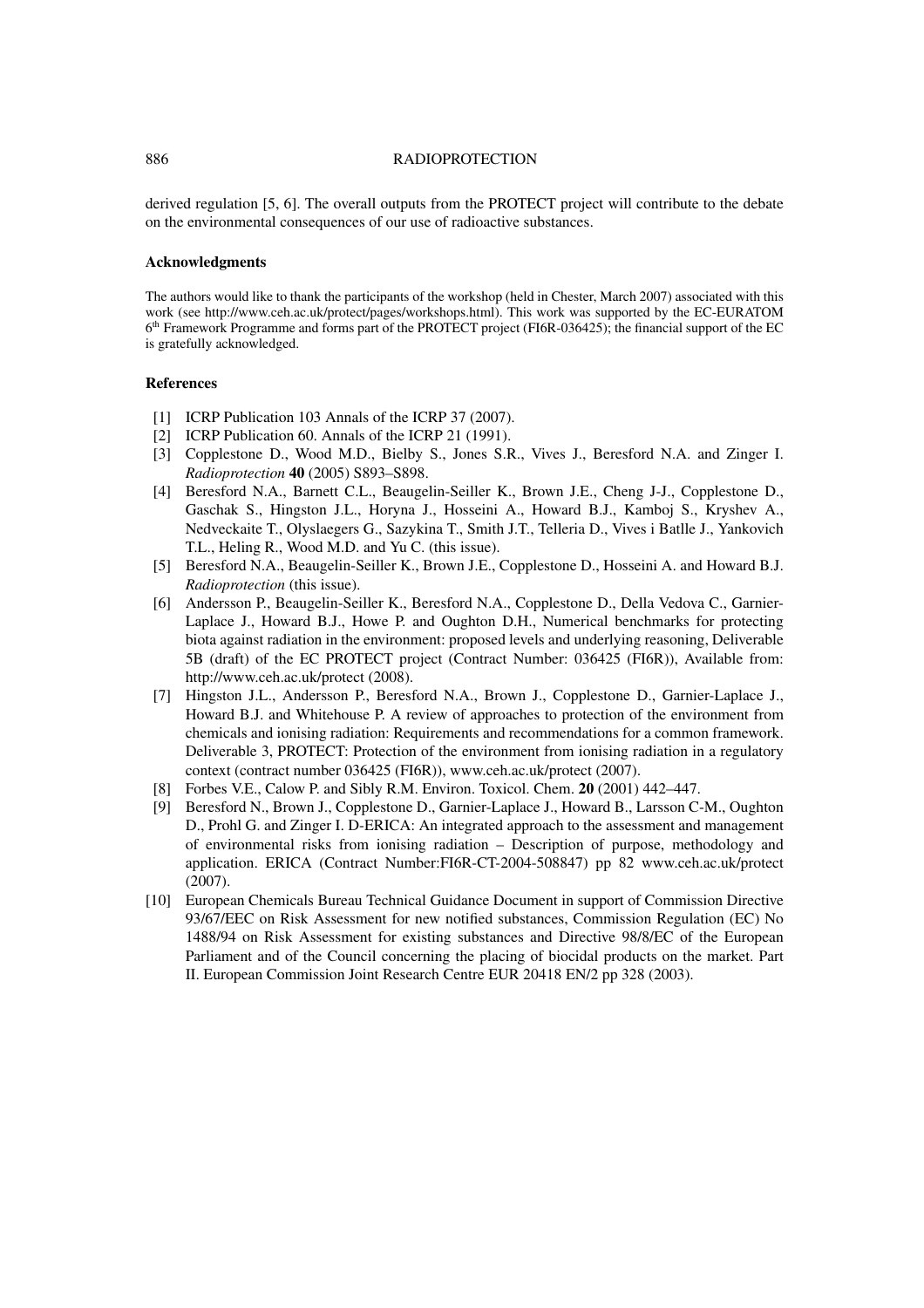derived regulation [5, 6]. The overall outputs from the PROTECT project will contribute to the debate on the environmental consequences of our use of radioactive substances.

### Acknowledgments

The authors would like to thank the participants of the workshop (held in Chester, March 2007) associated with this work (see http://www.ceh.ac.uk/protect/pages/workshops.html). This work was supported by the EC-EURATOM 6th Framework Programme and forms part of the PROTECT project (FI6R-036425); the financial support of the EC is gratefully acknowledged.

### References

[1] ICRP Publication 103 Annals of the ICRP 37 (2007).

[2] ICRP Publication 60. Annals of the ICRP 21 (1991).

[3] Copplestone D., Wood M.D., Bielby S., Jones S.R., Vives J., Beresford N.A. and Zinger I. *Radioprotection* **40** (2005) S893–S898.

[4] Beresford N.A., Barnett C.L., Beaugelin-Seiller K., Brown J.E., Cheng J-J., Copplestone D., Gaschak S., Hingston J.L., Horyna J., Hosseini A., Howard B.J., Kamboj S., Kryshev A., Nedveckaite T., Olyslaegers G., Sazykina T., Smith J.T., Telleria D., Vives i Batlle J., Yankovich T.L., Heling R., Wood M.D. and Yu C. (this issue).

[5] Beresford N.A., Beaugelin-Seiller K., Brown J.E., Copplestone D., Hosseini A. and Howard B.J. *Radioprotection* (this issue).

[6] Andersson P., Beaugelin-Seiller K., Beresford N.A., Copplestone D., Della Vedova C., Garnier-Laplace J., Howard B.J., Howe P. and Oughton D.H., Numerical benchmarks for protecting biota against radiation in the environment: proposed levels and underlying reasoning, Deliverable 5B (draft) of the EC PROTECT project (Contract Number: 036425 (FI6R)), Available from: http://www.ceh.ac.uk/protect (2008).

[7] Hingston J.L., Andersson P., Beresford N.A., Brown J., Copplestone D., Garnier-Laplace J., Howard B.J. and Whitehouse P. A review of approaches to protection of the environment from chemicals and ionising radiation: Requirements and recommendations for a common framework. Deliverable 3, PROTECT: Protection of the environment from ionising radiation in a regulatory context (contract number 036425 (FI6R)), www.ceh.ac.uk/protect (2007).

[8] Forbes V.E., Calow P. and Sibly R.M. Environ. Toxicol. Chem. **20** (2001) 442–447.

[9] Beresford N., Brown J., Copplestone D., Garnier-Laplace J., Howard B., Larsson C-M., Oughton D., Prohl G. and Zinger I. D-ERICA: An integrated approach to the assessment and management of environmental risks from ionising radiation – Description of purpose, methodology and application. ERICA (Contract Number:FI6R-CT-2004-508847) pp 82 www.ceh.ac.uk/protect (2007).

[10] European Chemicals Bureau Technical Guidance Document in support of Commission Directive 93/67/EEC on Risk Assessment for new notified substances, Commission Regulation (EC) No 1488/94 on Risk Assessment for existing substances and Directive 98/8/EC of the European Parliament and of the Council concerning the placing of biocidal products on the market. Part II. European Commission Joint Research Centre EUR 20418 EN/2 pp 328 (2003).